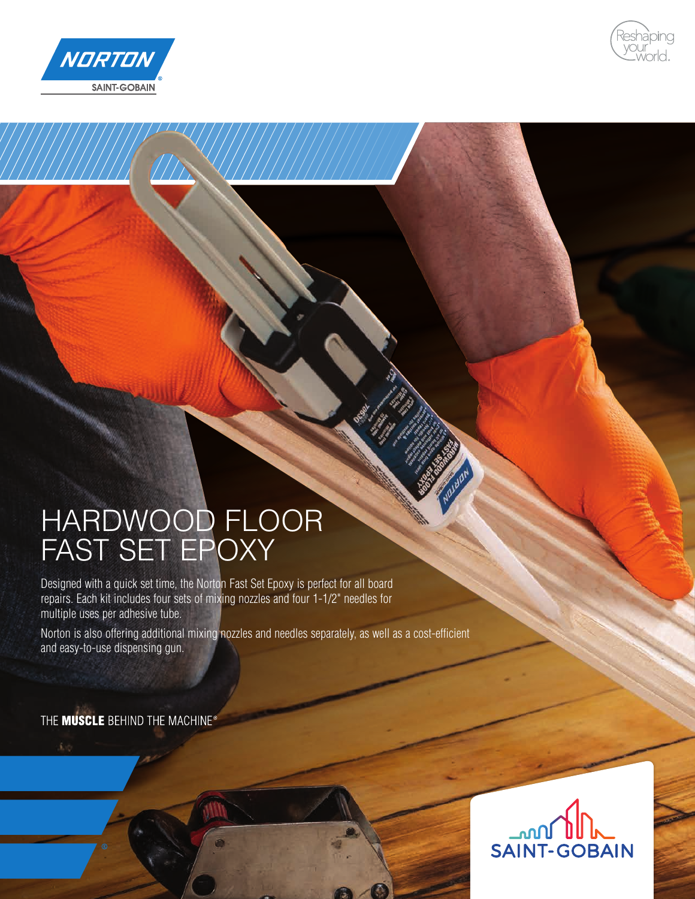NORTON

SAINT-GOBAIN

Reshaping your world.

# HARDWOOD FLOOR FAST SET EPOXY

Designed with a quick set time, the Norton Fast Set Epoxy is perfect for all board repairs. Each kit includes four sets of mixing nozzles and four 1-1/2" needles for multiple uses per adhesive tube.

Norton is also offering additional mixing nozzles and needles separately, as well as a cost-efficient and easy-to-use dispensing gun.

THE **MUSCLE** BEHIND THE MACHINE®

SAINT-GOBAIN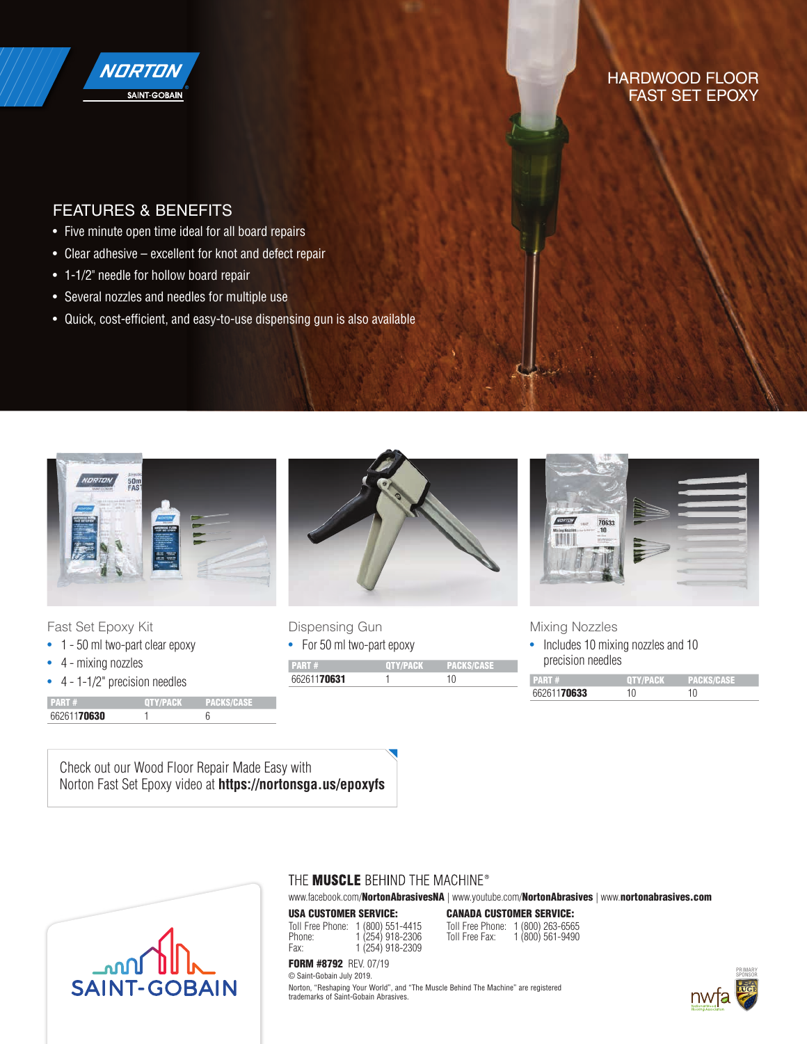NORTON SAINT-GOBAIN

# HARDWOOD FLOOR FAST SET EPOXY

## FEATURES & BENEFITS

- Five minute open time ideal for all board repairs
- Clear adhesive – excellent for knot and defect repair
- 1-1/2" needle for hollow board repair
- Several nozzles and needles for multiple use
- Quick, cost-efficient, and easy-to-use dispensing gun is also available

### Fast Set Epoxy Kit

- 1 - 50 ml two-part clear epoxy
- 4 - mixing nozzles
- 4 - 1-1/2" precision needles

| PART # | QTY/PACK | PACKS/CASE |
|---|---|---|
| 66261**70630** | 1 | 6 |

### Dispensing Gun

- For 50 ml two-part epoxy

| PART # | QTY/PACK | PACKS/CASE |
|---|---|---|
| 66261**70631** | 1 | 10 |

### Mixing Nozzles

- Includes 10 mixing nozzles and 10 precision needles

| PART # | QTY/PACK | PACKS/CASE |
|---|---|---|
| 66261**70633** | 10 | 10 |

Check out our Wood Floor Repair Made Easy with Norton Fast Set Epoxy video at **https://nortonsga.us/epoxyfs**

SAINT-GOBAIN

THE **MUSCLE** BEHIND THE MACHINE®

www.facebook.com/**NortonAbrasivesNA** | www.youtube.com/**NortonAbrasives** | www.**nortonabrasives.com**

**USA CUSTOMER SERVICE:**

Toll Free Phone: 1 (800) 551-4415
Phone: 1 (254) 918-2306
Fax: 1 (254) 918-2309

**CANADA CUSTOMER SERVICE:**

Toll Free Phone: 1 (800) 263-6565
Toll Free Fax: 1 (800) 561-9490

**FORM #8792** REV. 07/19

© Saint-Gobain July 2019.

Norton, "Reshaping Your World", and "The Muscle Behind The Machine" are registered trademarks of Saint-Gobain Abrasives.

PRIMARY SPONSOR nwfa